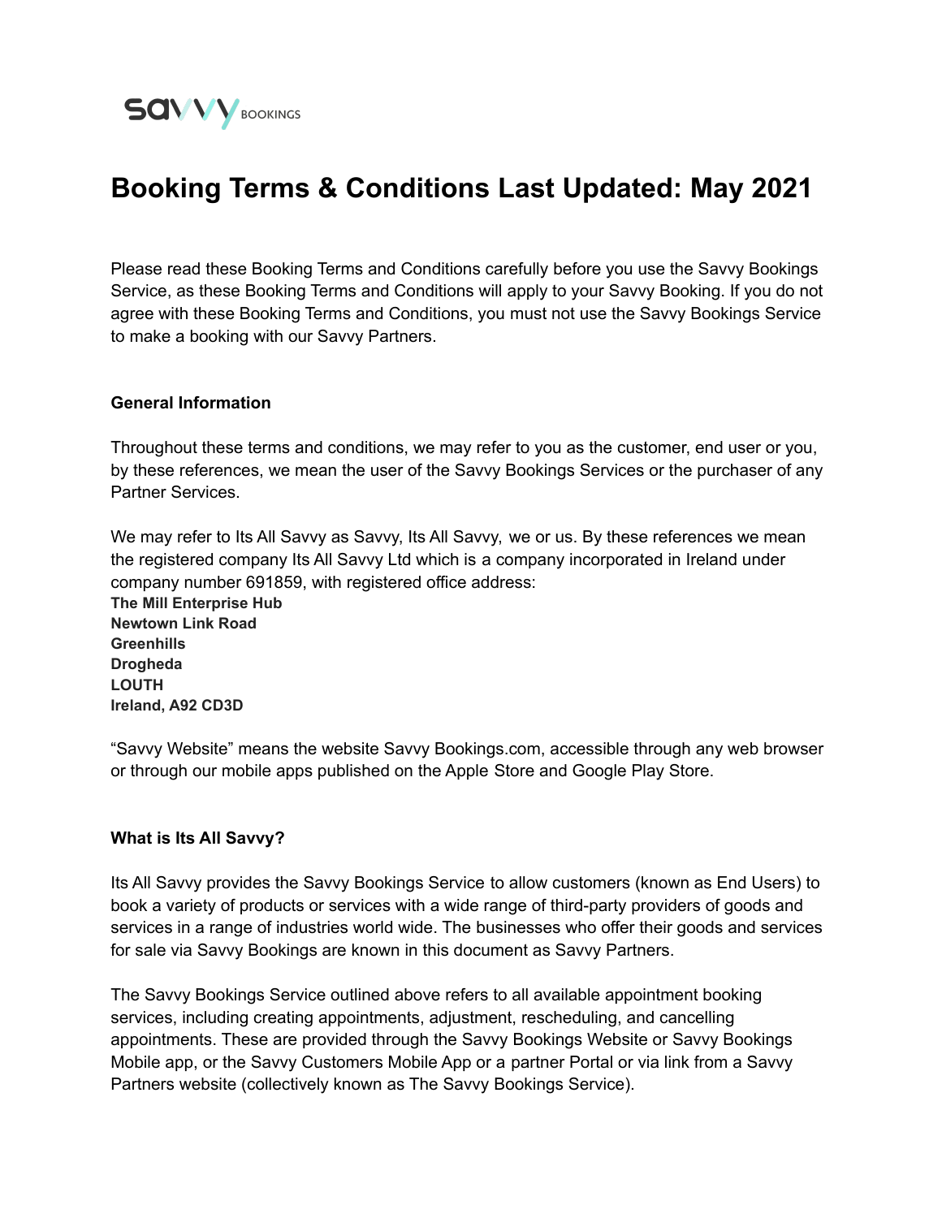# Booking Terms & Conditions Last Updated: May 2021

Please read these Booking Terms and Conditions carefully before you use the Savvy Bookings Service, as these Booking Terms and Conditions will apply to your Savvy Booking. If you do not agree with these Booking Terms and Conditions, you must not use the Savvy Bookings Service to make a booking with our Savvy Partners.

**General Information**

Throughout these terms and conditions, we may refer to you as the customer, end user or you, by these references, we mean the user of the Savvy Bookings Services or the purchaser of any Partner Services.

We may refer to Its All Savvy as Savvy, Its All Savvy, we or us. By these references we mean the registered company Its All Savvy Ltd which is a company incorporated in Ireland under company number 691859, with registered office address:
**The Mill Enterprise Hub**
**Newtown Link Road**
**Greenhills**
**Drogheda**
**LOUTH**
**Ireland, A92 CD3D**

“Savvy Website” means the website Savvy Bookings.com, accessible through any web browser or through our mobile apps published on the Apple Store and Google Play Store.

**What is Its All Savvy?**

Its All Savvy provides the Savvy Bookings Service to allow customers (known as End Users) to book a variety of products or services with a wide range of third-party providers of goods and services in a range of industries world wide. The businesses who offer their goods and services for sale via Savvy Bookings are known in this document as Savvy Partners.

The Savvy Bookings Service outlined above refers to all available appointment booking services, including creating appointments, adjustment, rescheduling, and cancelling appointments. These are provided through the Savvy Bookings Website or Savvy Bookings Mobile app, or the Savvy Customers Mobile App or a partner Portal or via link from a Savvy Partners website (collectively known as The Savvy Bookings Service).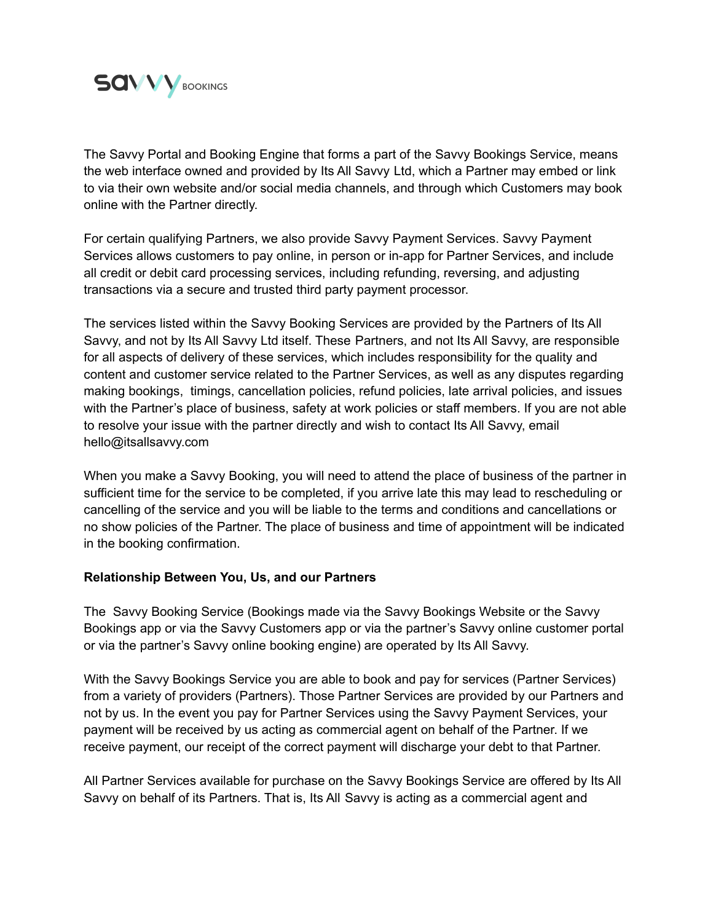The Savvy Portal and Booking Engine that forms a part of the Savvy Bookings Service, means the web interface owned and provided by Its All Savvy Ltd, which a Partner may embed or link to via their own website and/or social media channels, and through which Customers may book online with the Partner directly.

For certain qualifying Partners, we also provide Savvy Payment Services. Savvy Payment Services allows customers to pay online, in person or in-app for Partner Services, and include all credit or debit card processing services, including refunding, reversing, and adjusting transactions via a secure and trusted third party payment processor.

The services listed within the Savvy Booking Services are provided by the Partners of Its All Savvy, and not by Its All Savvy Ltd itself. These Partners, and not Its All Savvy, are responsible for all aspects of delivery of these services, which includes responsibility for the quality and content and customer service related to the Partner Services, as well as any disputes regarding making bookings, timings, cancellation policies, refund policies, late arrival policies, and issues with the Partner's place of business, safety at work policies or staff members. If you are not able to resolve your issue with the partner directly and wish to contact Its All Savvy, email hello@itsallsavvy.com

When you make a Savvy Booking, you will need to attend the place of business of the partner in sufficient time for the service to be completed, if you arrive late this may lead to rescheduling or cancelling of the service and you will be liable to the terms and conditions and cancellations or no show policies of the Partner. The place of business and time of appointment will be indicated in the booking confirmation.

**Relationship Between You, Us, and our Partners**

The Savvy Booking Service (Bookings made via the Savvy Bookings Website or the Savvy Bookings app or via the Savvy Customers app or via the partner's Savvy online customer portal or via the partner's Savvy online booking engine) are operated by Its All Savvy.

With the Savvy Bookings Service you are able to book and pay for services (Partner Services) from a variety of providers (Partners). Those Partner Services are provided by our Partners and not by us. In the event you pay for Partner Services using the Savvy Payment Services, your payment will be received by us acting as commercial agent on behalf of the Partner. If we receive payment, our receipt of the correct payment will discharge your debt to that Partner.

All Partner Services available for purchase on the Savvy Bookings Service are offered by Its All Savvy on behalf of its Partners. That is, Its All Savvy is acting as a commercial agent and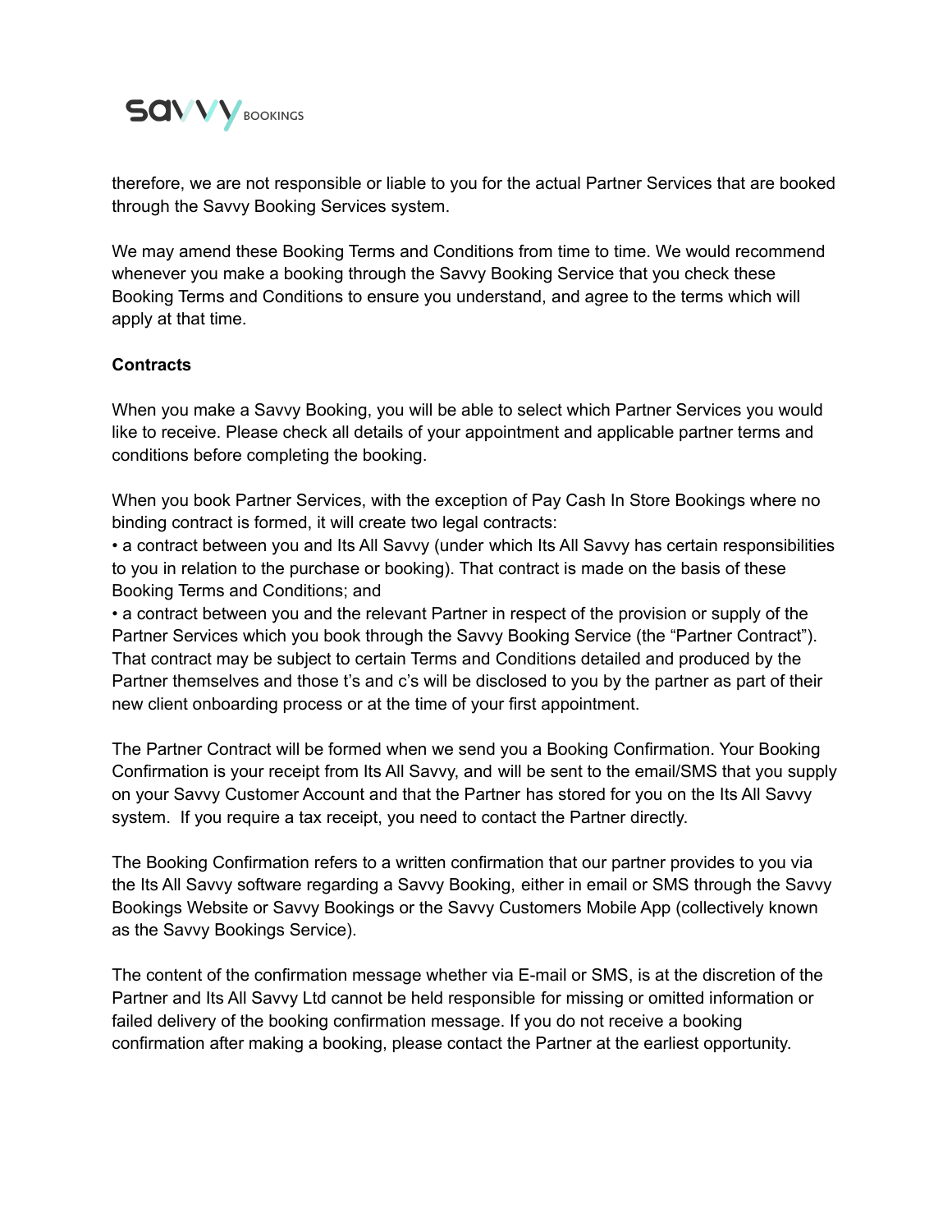therefore, we are not responsible or liable to you for the actual Partner Services that are booked through the Savvy Booking Services system.

We may amend these Booking Terms and Conditions from time to time. We would recommend whenever you make a booking through the Savvy Booking Service that you check these Booking Terms and Conditions to ensure you understand, and agree to the terms which will apply at that time.

**Contracts**

When you make a Savvy Booking, you will be able to select which Partner Services you would like to receive. Please check all details of your appointment and applicable partner terms and conditions before completing the booking.

When you book Partner Services, with the exception of Pay Cash In Store Bookings where no binding contract is formed, it will create two legal contracts:

• a contract between you and Its All Savvy (under which Its All Savvy has certain responsibilities to you in relation to the purchase or booking). That contract is made on the basis of these Booking Terms and Conditions; and

• a contract between you and the relevant Partner in respect of the provision or supply of the Partner Services which you book through the Savvy Booking Service (the "Partner Contract"). That contract may be subject to certain Terms and Conditions detailed and produced by the Partner themselves and those t's and c's will be disclosed to you by the partner as part of their new client onboarding process or at the time of your first appointment.

The Partner Contract will be formed when we send you a Booking Confirmation. Your Booking Confirmation is your receipt from Its All Savvy, and will be sent to the email/SMS that you supply on your Savvy Customer Account and that the Partner has stored for you on the Its All Savvy system. If you require a tax receipt, you need to contact the Partner directly.

The Booking Confirmation refers to a written confirmation that our partner provides to you via the Its All Savvy software regarding a Savvy Booking, either in email or SMS through the Savvy Bookings Website or Savvy Bookings or the Savvy Customers Mobile App (collectively known as the Savvy Bookings Service).

The content of the confirmation message whether via E-mail or SMS, is at the discretion of the Partner and Its All Savvy Ltd cannot be held responsible for missing or omitted information or failed delivery of the booking confirmation message. If you do not receive a booking confirmation after making a booking, please contact the Partner at the earliest opportunity.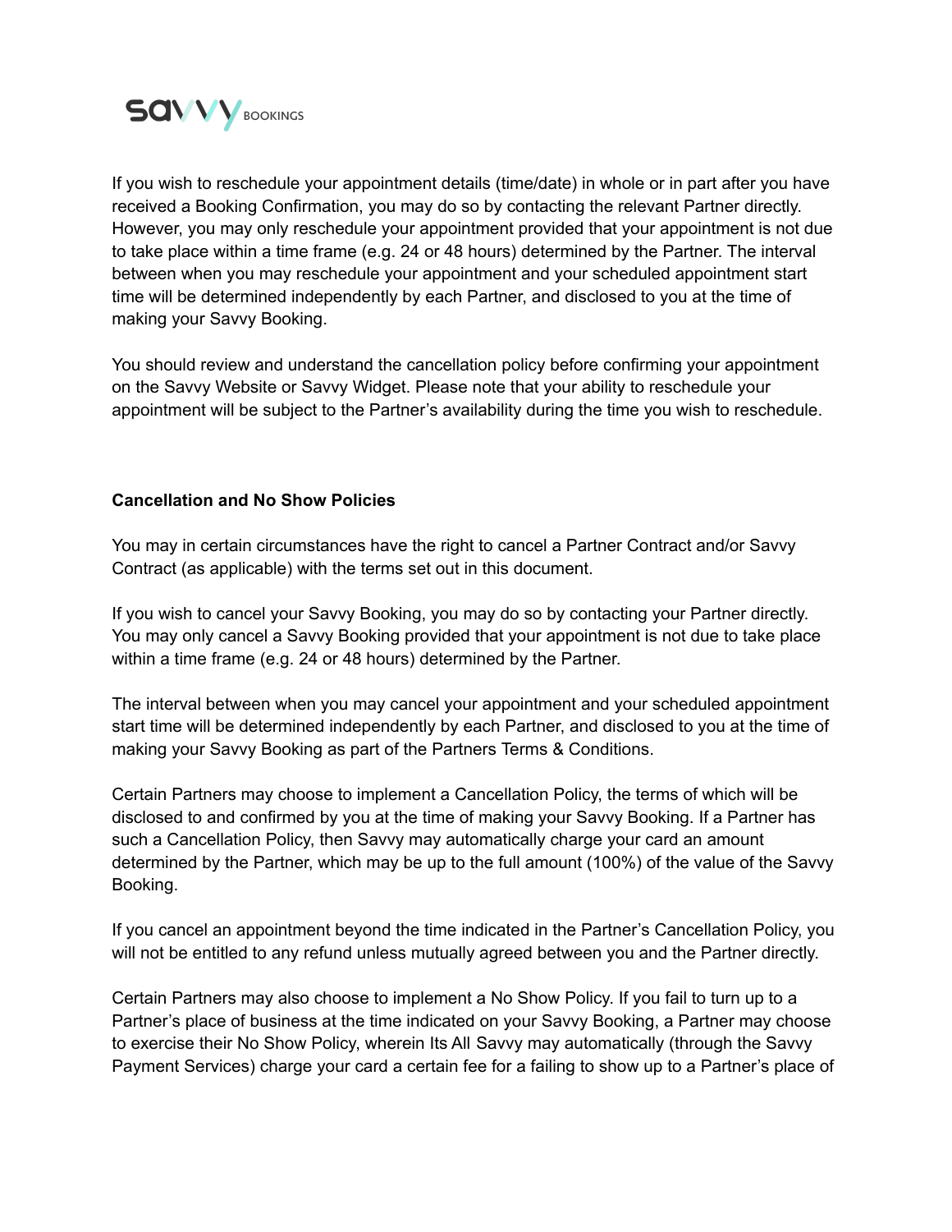If you wish to reschedule your appointment details (time/date) in whole or in part after you have received a Booking Confirmation, you may do so by contacting the relevant Partner directly. However, you may only reschedule your appointment provided that your appointment is not due to take place within a time frame (e.g. 24 or 48 hours) determined by the Partner. The interval between when you may reschedule your appointment and your scheduled appointment start time will be determined independently by each Partner, and disclosed to you at the time of making your Savvy Booking.

You should review and understand the cancellation policy before confirming your appointment on the Savvy Website or Savvy Widget. Please note that your ability to reschedule your appointment will be subject to the Partner's availability during the time you wish to reschedule.

**Cancellation and No Show Policies**

You may in certain circumstances have the right to cancel a Partner Contract and/or Savvy Contract (as applicable) with the terms set out in this document.

If you wish to cancel your Savvy Booking, you may do so by contacting your Partner directly. You may only cancel a Savvy Booking provided that your appointment is not due to take place within a time frame (e.g. 24 or 48 hours) determined by the Partner.

The interval between when you may cancel your appointment and your scheduled appointment start time will be determined independently by each Partner, and disclosed to you at the time of making your Savvy Booking as part of the Partners Terms & Conditions.

Certain Partners may choose to implement a Cancellation Policy, the terms of which will be disclosed to and confirmed by you at the time of making your Savvy Booking. If a Partner has such a Cancellation Policy, then Savvy may automatically charge your card an amount determined by the Partner, which may be up to the full amount (100%) of the value of the Savvy Booking.

If you cancel an appointment beyond the time indicated in the Partner's Cancellation Policy, you will not be entitled to any refund unless mutually agreed between you and the Partner directly.

Certain Partners may also choose to implement a No Show Policy. If you fail to turn up to a Partner's place of business at the time indicated on your Savvy Booking, a Partner may choose to exercise their No Show Policy, wherein Its All Savvy may automatically (through the Savvy Payment Services) charge your card a certain fee for a failing to show up to a Partner's place of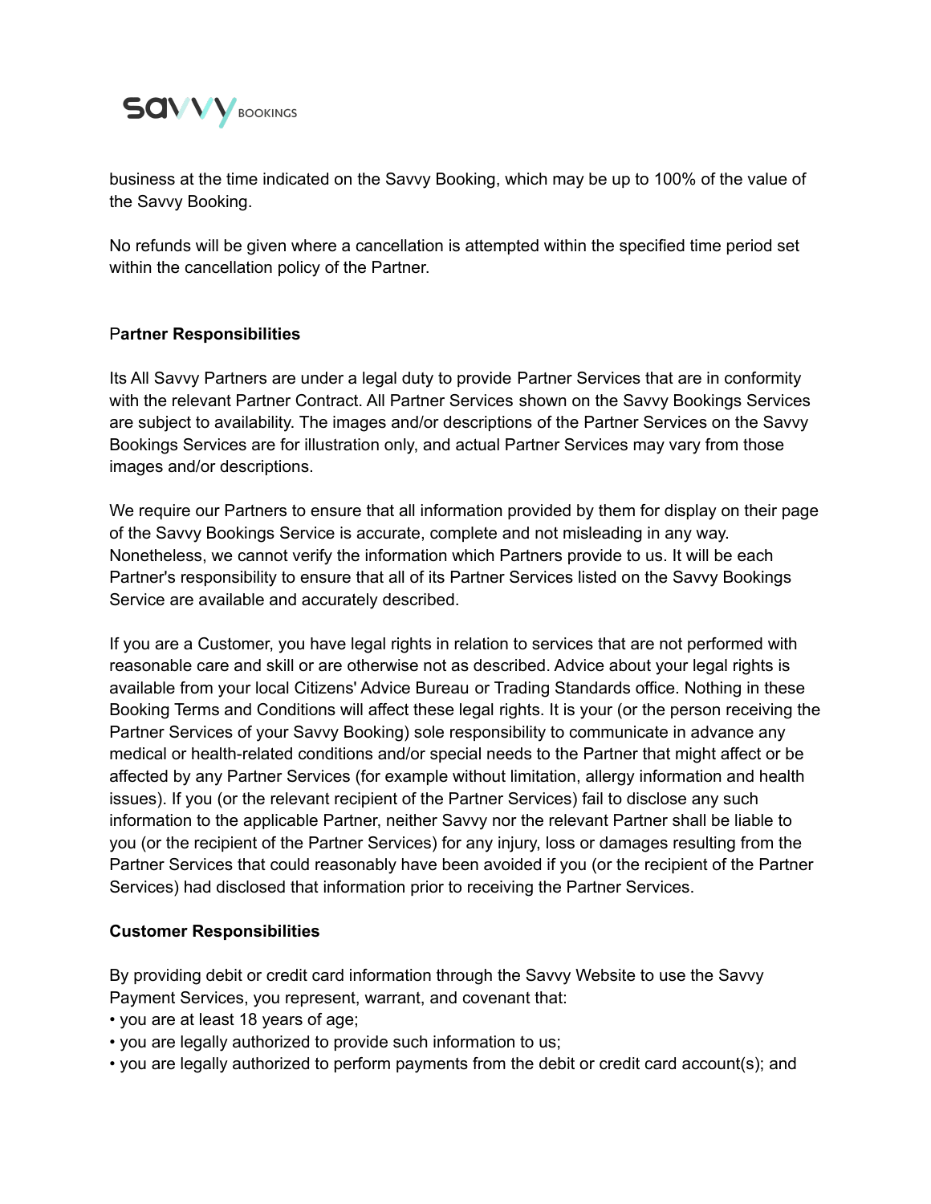business at the time indicated on the Savvy Booking, which may be up to 100% of the value of the Savvy Booking.

No refunds will be given where a cancellation is attempted within the specified time period set within the cancellation policy of the Partner.

**Partner Responsibilities**

Its All Savvy Partners are under a legal duty to provide Partner Services that are in conformity with the relevant Partner Contract. All Partner Services shown on the Savvy Bookings Services are subject to availability. The images and/or descriptions of the Partner Services on the Savvy Bookings Services are for illustration only, and actual Partner Services may vary from those images and/or descriptions.

We require our Partners to ensure that all information provided by them for display on their page of the Savvy Bookings Service is accurate, complete and not misleading in any way. Nonetheless, we cannot verify the information which Partners provide to us. It will be each Partner's responsibility to ensure that all of its Partner Services listed on the Savvy Bookings Service are available and accurately described.

If you are a Customer, you have legal rights in relation to services that are not performed with reasonable care and skill or are otherwise not as described. Advice about your legal rights is available from your local Citizens' Advice Bureau or Trading Standards office. Nothing in these Booking Terms and Conditions will affect these legal rights. It is your (or the person receiving the Partner Services of your Savvy Booking) sole responsibility to communicate in advance any medical or health-related conditions and/or special needs to the Partner that might affect or be affected by any Partner Services (for example without limitation, allergy information and health issues). If you (or the relevant recipient of the Partner Services) fail to disclose any such information to the applicable Partner, neither Savvy nor the relevant Partner shall be liable to you (or the recipient of the Partner Services) for any injury, loss or damages resulting from the Partner Services that could reasonably have been avoided if you (or the recipient of the Partner Services) had disclosed that information prior to receiving the Partner Services.

**Customer Responsibilities**

By providing debit or credit card information through the Savvy Website to use the Savvy Payment Services, you represent, warrant, and covenant that:

- you are at least 18 years of age;
- you are legally authorized to provide such information to us;
- you are legally authorized to perform payments from the debit or credit card account(s); and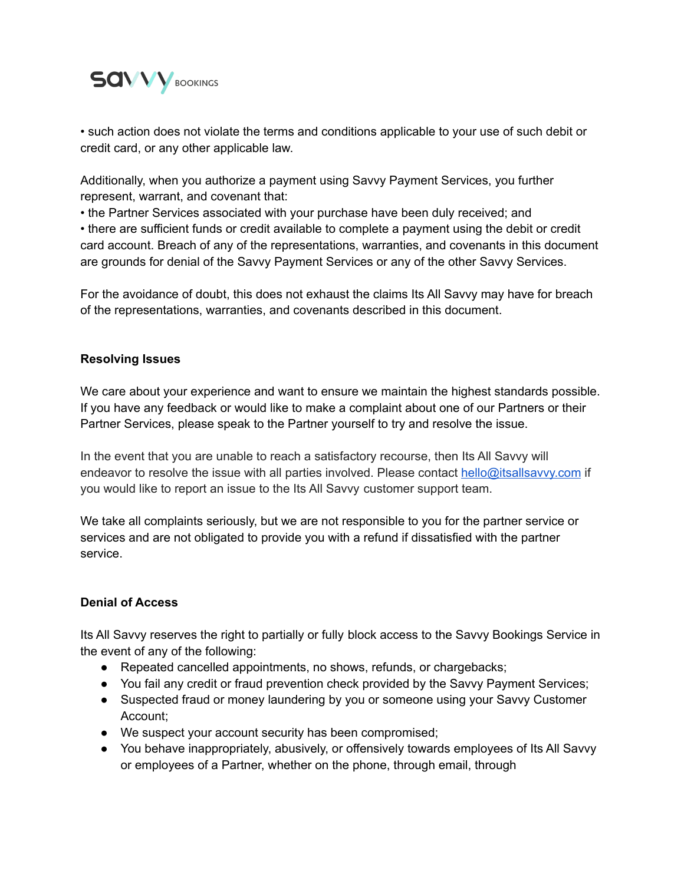• such action does not violate the terms and conditions applicable to your use of such debit or credit card, or any other applicable law.

Additionally, when you authorize a payment using Savvy Payment Services, you further represent, warrant, and covenant that:
• the Partner Services associated with your purchase have been duly received; and
• there are sufficient funds or credit available to complete a payment using the debit or credit card account. Breach of any of the representations, warranties, and covenants in this document are grounds for denial of the Savvy Payment Services or any of the other Savvy Services.

For the avoidance of doubt, this does not exhaust the claims Its All Savvy may have for breach of the representations, warranties, and covenants described in this document.

**Resolving Issues**

We care about your experience and want to ensure we maintain the highest standards possible. If you have any feedback or would like to make a complaint about one of our Partners or their Partner Services, please speak to the Partner yourself to try and resolve the issue.

In the event that you are unable to reach a satisfactory recourse, then Its All Savvy will endeavor to resolve the issue with all parties involved. Please contact [hello@itsallsavvy.com](mailto:hello@itsallsavvy.com) if you would like to report an issue to the Its All Savvy customer support team.

We take all complaints seriously, but we are not responsible to you for the partner service or services and are not obligated to provide you with a refund if dissatisfied with the partner service.

**Denial of Access**

Its All Savvy reserves the right to partially or fully block access to the Savvy Bookings Service in the event of any of the following:

- Repeated cancelled appointments, no shows, refunds, or chargebacks;
- You fail any credit or fraud prevention check provided by the Savvy Payment Services;
- Suspected fraud or money laundering by you or someone using your Savvy Customer Account;
- We suspect your account security has been compromised;
- You behave inappropriately, abusively, or offensively towards employees of Its All Savvy or employees of a Partner, whether on the phone, through email, through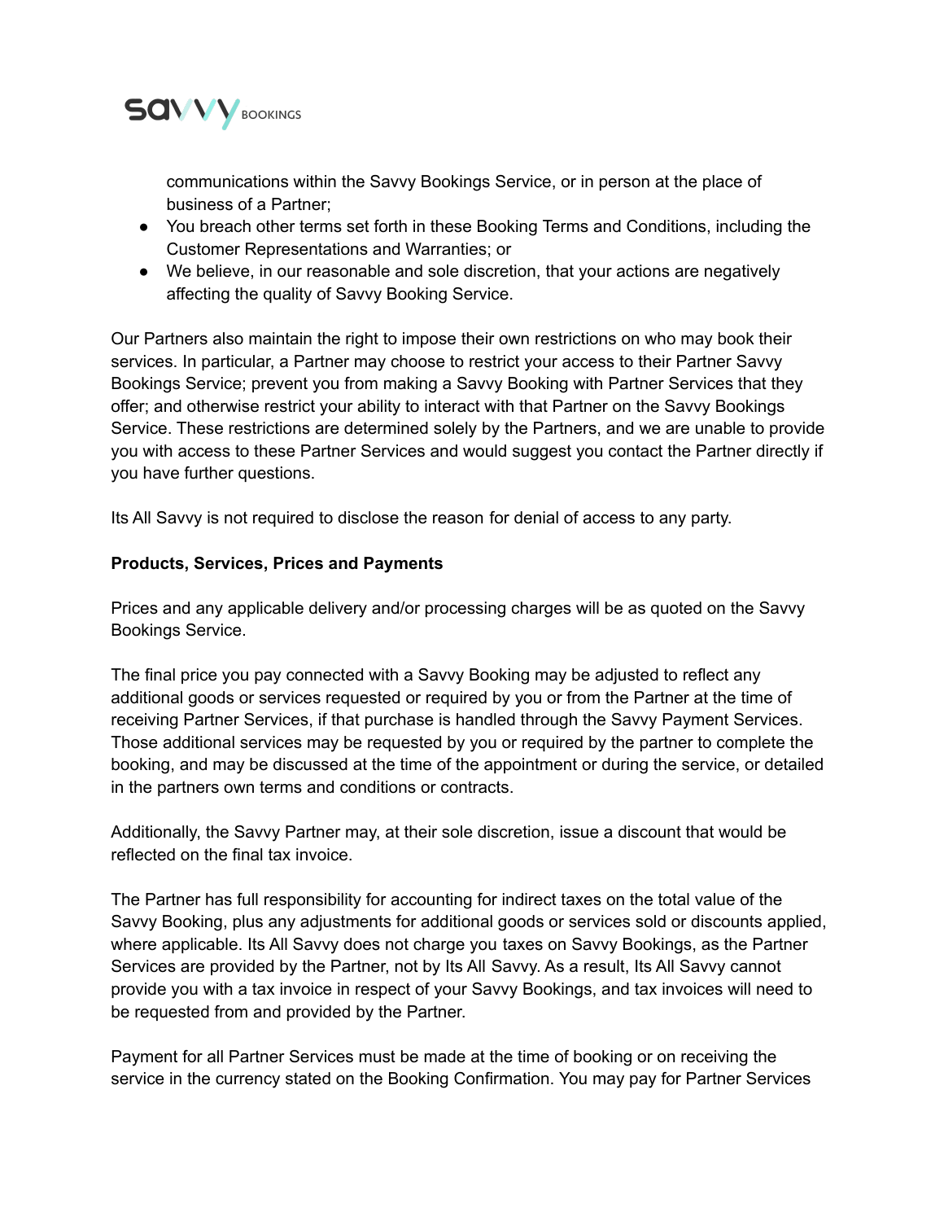communications within the Savvy Bookings Service, or in person at the place of business of a Partner;

- You breach other terms set forth in these Booking Terms and Conditions, including the Customer Representations and Warranties; or
- We believe, in our reasonable and sole discretion, that your actions are negatively affecting the quality of Savvy Booking Service.

Our Partners also maintain the right to impose their own restrictions on who may book their services. In particular, a Partner may choose to restrict your access to their Partner Savvy Bookings Service; prevent you from making a Savvy Booking with Partner Services that they offer; and otherwise restrict your ability to interact with that Partner on the Savvy Bookings Service. These restrictions are determined solely by the Partners, and we are unable to provide you with access to these Partner Services and would suggest you contact the Partner directly if you have further questions.

Its All Savvy is not required to disclose the reason for denial of access to any party.

**Products, Services, Prices and Payments**

Prices and any applicable delivery and/or processing charges will be as quoted on the Savvy Bookings Service.

The final price you pay connected with a Savvy Booking may be adjusted to reflect any additional goods or services requested or required by you or from the Partner at the time of receiving Partner Services, if that purchase is handled through the Savvy Payment Services. Those additional services may be requested by you or required by the partner to complete the booking, and may be discussed at the time of the appointment or during the service, or detailed in the partners own terms and conditions or contracts.

Additionally, the Savvy Partner may, at their sole discretion, issue a discount that would be reflected on the final tax invoice.

The Partner has full responsibility for accounting for indirect taxes on the total value of the Savvy Booking, plus any adjustments for additional goods or services sold or discounts applied, where applicable. Its All Savvy does not charge you taxes on Savvy Bookings, as the Partner Services are provided by the Partner, not by Its All Savvy. As a result, Its All Savvy cannot provide you with a tax invoice in respect of your Savvy Bookings, and tax invoices will need to be requested from and provided by the Partner.

Payment for all Partner Services must be made at the time of booking or on receiving the service in the currency stated on the Booking Confirmation. You may pay for Partner Services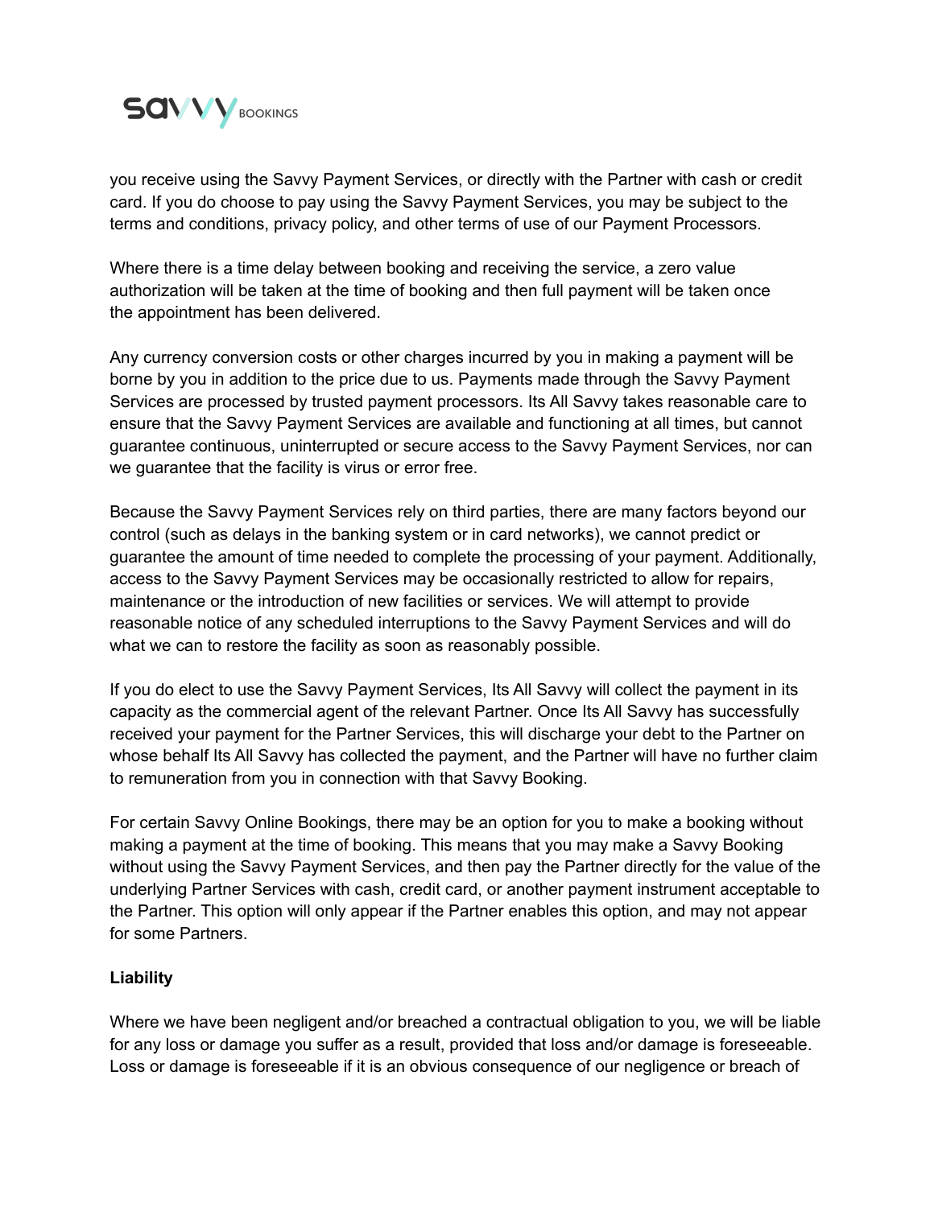you receive using the Savvy Payment Services, or directly with the Partner with cash or credit card. If you do choose to pay using the Savvy Payment Services, you may be subject to the terms and conditions, privacy policy, and other terms of use of our Payment Processors.

Where there is a time delay between booking and receiving the service, a zero value authorization will be taken at the time of booking and then full payment will be taken once the appointment has been delivered.

Any currency conversion costs or other charges incurred by you in making a payment will be borne by you in addition to the price due to us. Payments made through the Savvy Payment Services are processed by trusted payment processors. Its All Savvy takes reasonable care to ensure that the Savvy Payment Services are available and functioning at all times, but cannot guarantee continuous, uninterrupted or secure access to the Savvy Payment Services, nor can we guarantee that the facility is virus or error free.

Because the Savvy Payment Services rely on third parties, there are many factors beyond our control (such as delays in the banking system or in card networks), we cannot predict or guarantee the amount of time needed to complete the processing of your payment. Additionally, access to the Savvy Payment Services may be occasionally restricted to allow for repairs, maintenance or the introduction of new facilities or services. We will attempt to provide reasonable notice of any scheduled interruptions to the Savvy Payment Services and will do what we can to restore the facility as soon as reasonably possible.

If you do elect to use the Savvy Payment Services, Its All Savvy will collect the payment in its capacity as the commercial agent of the relevant Partner. Once Its All Savvy has successfully received your payment for the Partner Services, this will discharge your debt to the Partner on whose behalf Its All Savvy has collected the payment, and the Partner will have no further claim to remuneration from you in connection with that Savvy Booking.

For certain Savvy Online Bookings, there may be an option for you to make a booking without making a payment at the time of booking. This means that you may make a Savvy Booking without using the Savvy Payment Services, and then pay the Partner directly for the value of the underlying Partner Services with cash, credit card, or another payment instrument acceptable to the Partner. This option will only appear if the Partner enables this option, and may not appear for some Partners.

**Liability**

Where we have been negligent and/or breached a contractual obligation to you, we will be liable for any loss or damage you suffer as a result, provided that loss and/or damage is foreseeable. Loss or damage is foreseeable if it is an obvious consequence of our negligence or breach of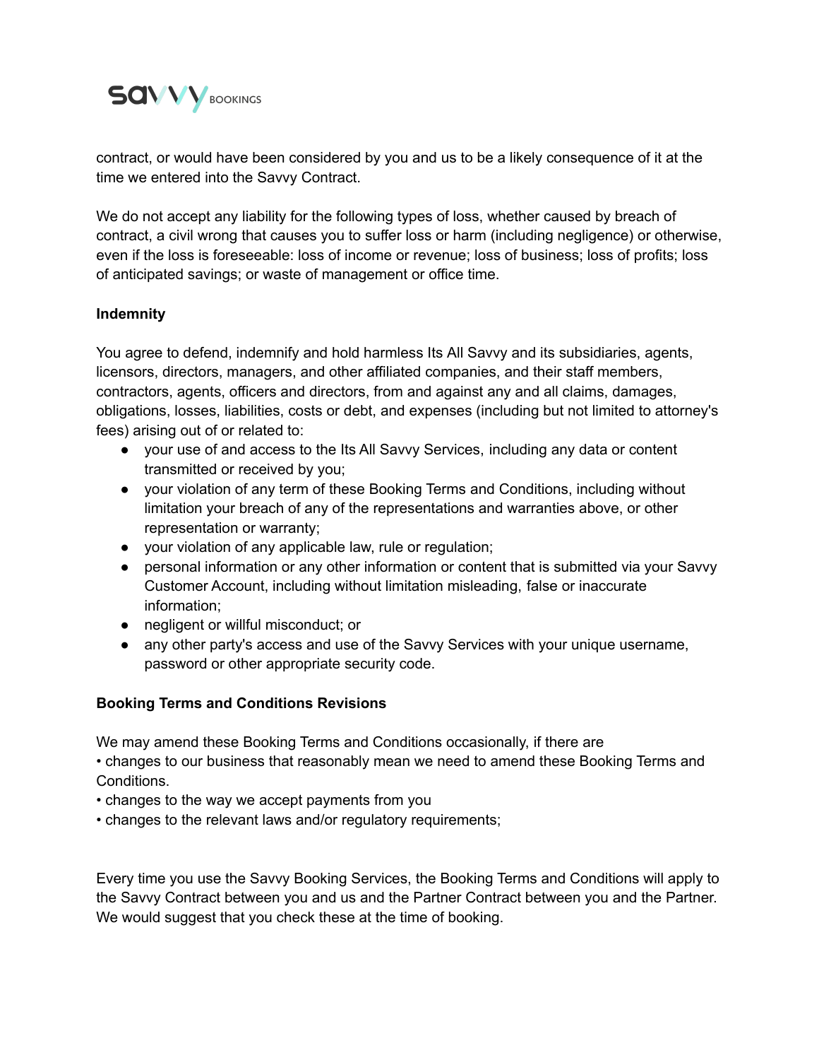contract, or would have been considered by you and us to be a likely consequence of it at the time we entered into the Savvy Contract.

We do not accept any liability for the following types of loss, whether caused by breach of contract, a civil wrong that causes you to suffer loss or harm (including negligence) or otherwise, even if the loss is foreseeable: loss of income or revenue; loss of business; loss of profits; loss of anticipated savings; or waste of management or office time.

**Indemnity**

You agree to defend, indemnify and hold harmless Its All Savvy and its subsidiaries, agents, licensors, directors, managers, and other affiliated companies, and their staff members, contractors, agents, officers and directors, from and against any and all claims, damages, obligations, losses, liabilities, costs or debt, and expenses (including but not limited to attorney's fees) arising out of or related to:

- your use of and access to the Its All Savvy Services, including any data or content transmitted or received by you;
- your violation of any term of these Booking Terms and Conditions, including without limitation your breach of any of the representations and warranties above, or other representation or warranty;
- your violation of any applicable law, rule or regulation;
- personal information or any other information or content that is submitted via your Savvy Customer Account, including without limitation misleading, false or inaccurate information;
- negligent or willful misconduct; or
- any other party's access and use of the Savvy Services with your unique username, password or other appropriate security code.

**Booking Terms and Conditions Revisions**

We may amend these Booking Terms and Conditions occasionally, if there are
• changes to our business that reasonably mean we need to amend these Booking Terms and Conditions.
• changes to the way we accept payments from you
• changes to the relevant laws and/or regulatory requirements;

Every time you use the Savvy Booking Services, the Booking Terms and Conditions will apply to the Savvy Contract between you and us and the Partner Contract between you and the Partner. We would suggest that you check these at the time of booking.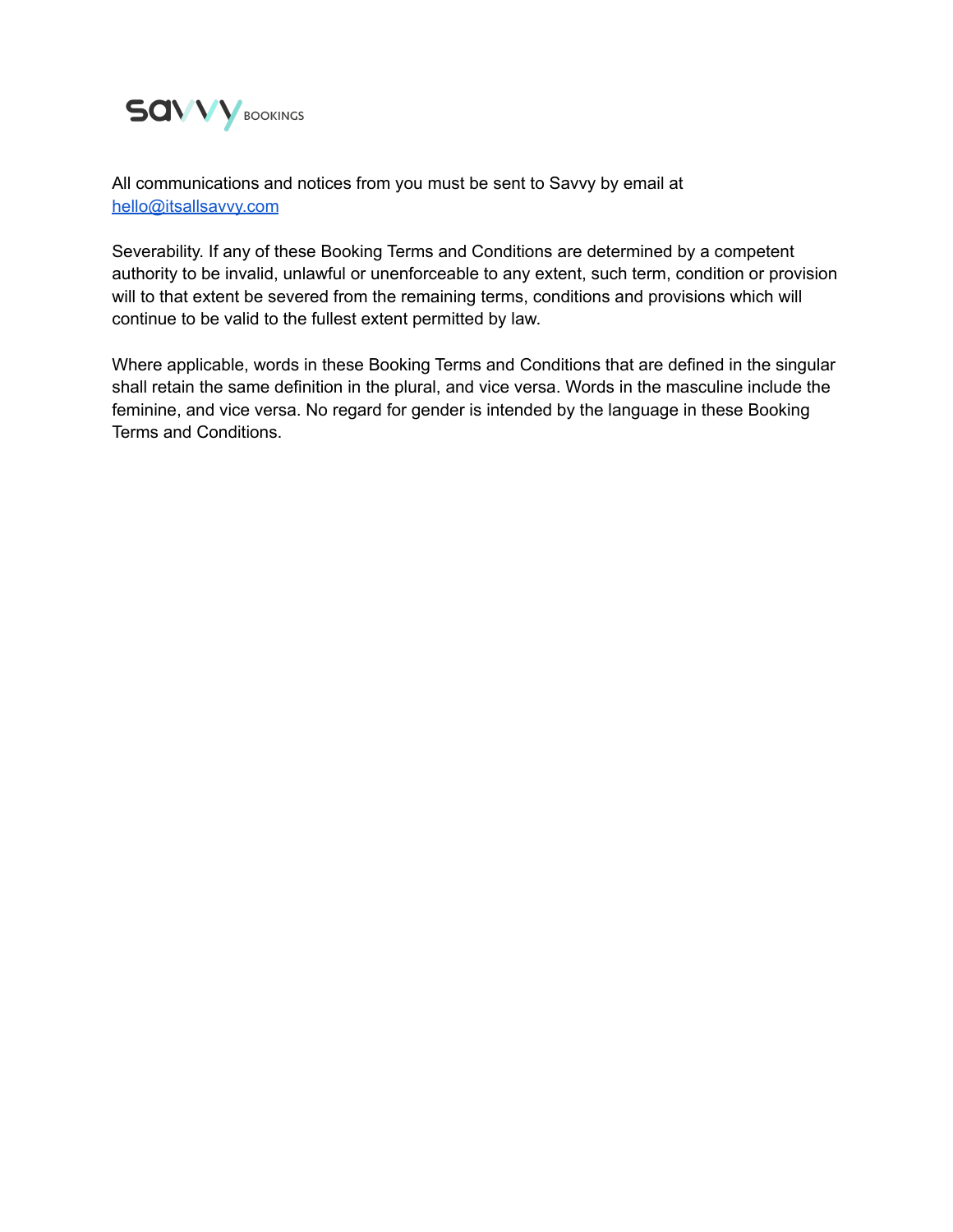All communications and notices from you must be sent to Savvy by email at hello@itsallsavvy.com

Severability. If any of these Booking Terms and Conditions are determined by a competent authority to be invalid, unlawful or unenforceable to any extent, such term, condition or provision will to that extent be severed from the remaining terms, conditions and provisions which will continue to be valid to the fullest extent permitted by law.

Where applicable, words in these Booking Terms and Conditions that are defined in the singular shall retain the same definition in the plural, and vice versa. Words in the masculine include the feminine, and vice versa. No regard for gender is intended by the language in these Booking Terms and Conditions.